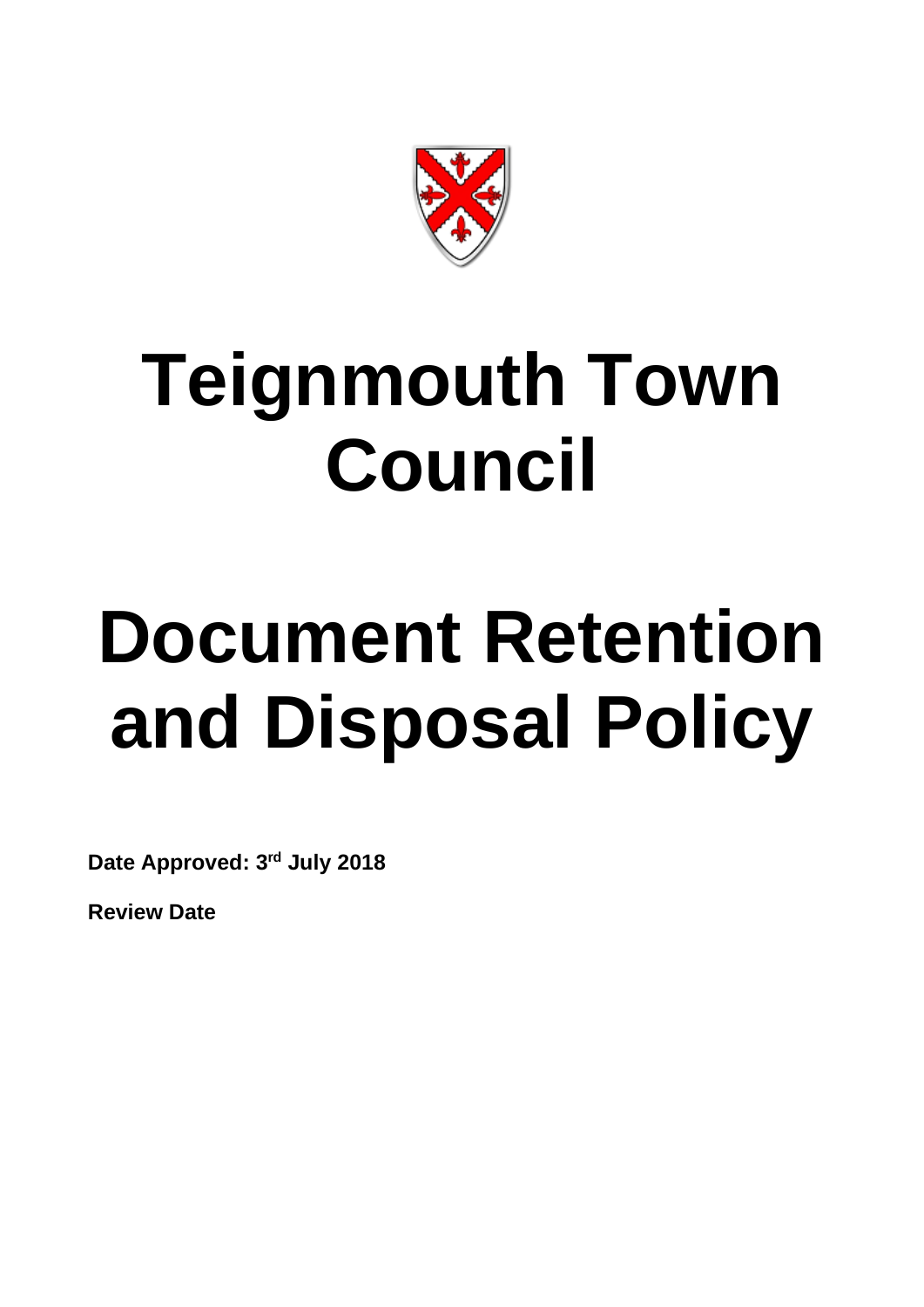# Teignmouth Town Council

# Document Retention and Disposal Policy

**Date Approved: 3rd July 2018**

**Review Date**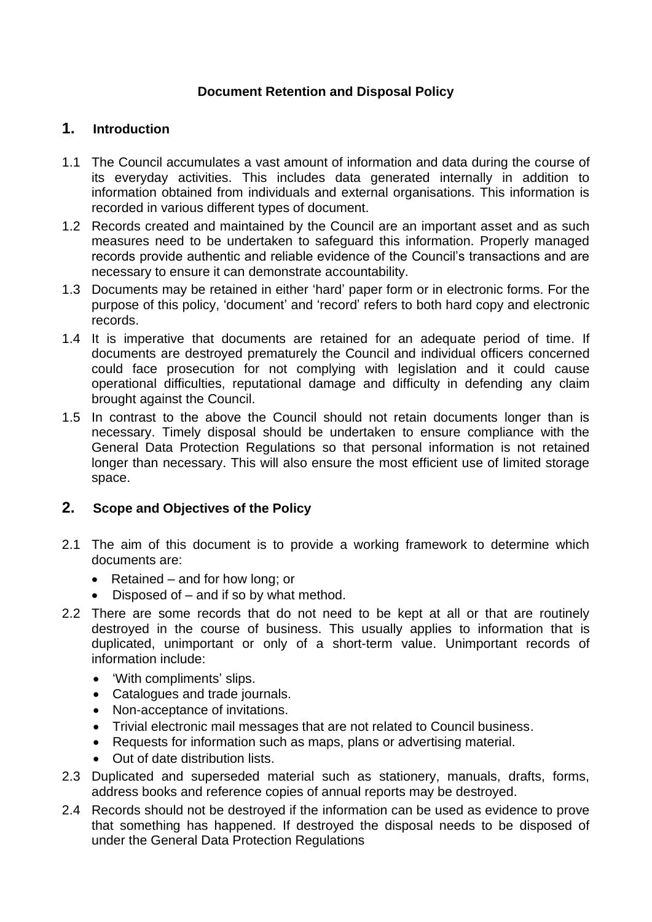**Document Retention and Disposal Policy**

## 1. Introduction

1.1 The Council accumulates a vast amount of information and data during the course of its everyday activities. This includes data generated internally in addition to information obtained from individuals and external organisations. This information is recorded in various different types of document.

1.2 Records created and maintained by the Council are an important asset and as such measures need to be undertaken to safeguard this information. Properly managed records provide authentic and reliable evidence of the Council's transactions and are necessary to ensure it can demonstrate accountability.

1.3 Documents may be retained in either 'hard' paper form or in electronic forms. For the purpose of this policy, 'document' and 'record' refers to both hard copy and electronic records.

1.4 It is imperative that documents are retained for an adequate period of time. If documents are destroyed prematurely the Council and individual officers concerned could face prosecution for not complying with legislation and it could cause operational difficulties, reputational damage and difficulty in defending any claim brought against the Council.

1.5 In contrast to the above the Council should not retain documents longer than is necessary. Timely disposal should be undertaken to ensure compliance with the General Data Protection Regulations so that personal information is not retained longer than necessary. This will also ensure the most efficient use of limited storage space.

## 2. Scope and Objectives of the Policy

2.1 The aim of this document is to provide a working framework to determine which documents are:

- Retained – and for how long; or
- Disposed of – and if so by what method.

2.2 There are some records that do not need to be kept at all or that are routinely destroyed in the course of business. This usually applies to information that is duplicated, unimportant or only of a short-term value. Unimportant records of information include:

- 'With compliments' slips.
- Catalogues and trade journals.
- Non-acceptance of invitations.
- Trivial electronic mail messages that are not related to Council business.
- Requests for information such as maps, plans or advertising material.
- Out of date distribution lists.

2.3 Duplicated and superseded material such as stationery, manuals, drafts, forms, address books and reference copies of annual reports may be destroyed.

2.4 Records should not be destroyed if the information can be used as evidence to prove that something has happened. If destroyed the disposal needs to be disposed of under the General Data Protection Regulations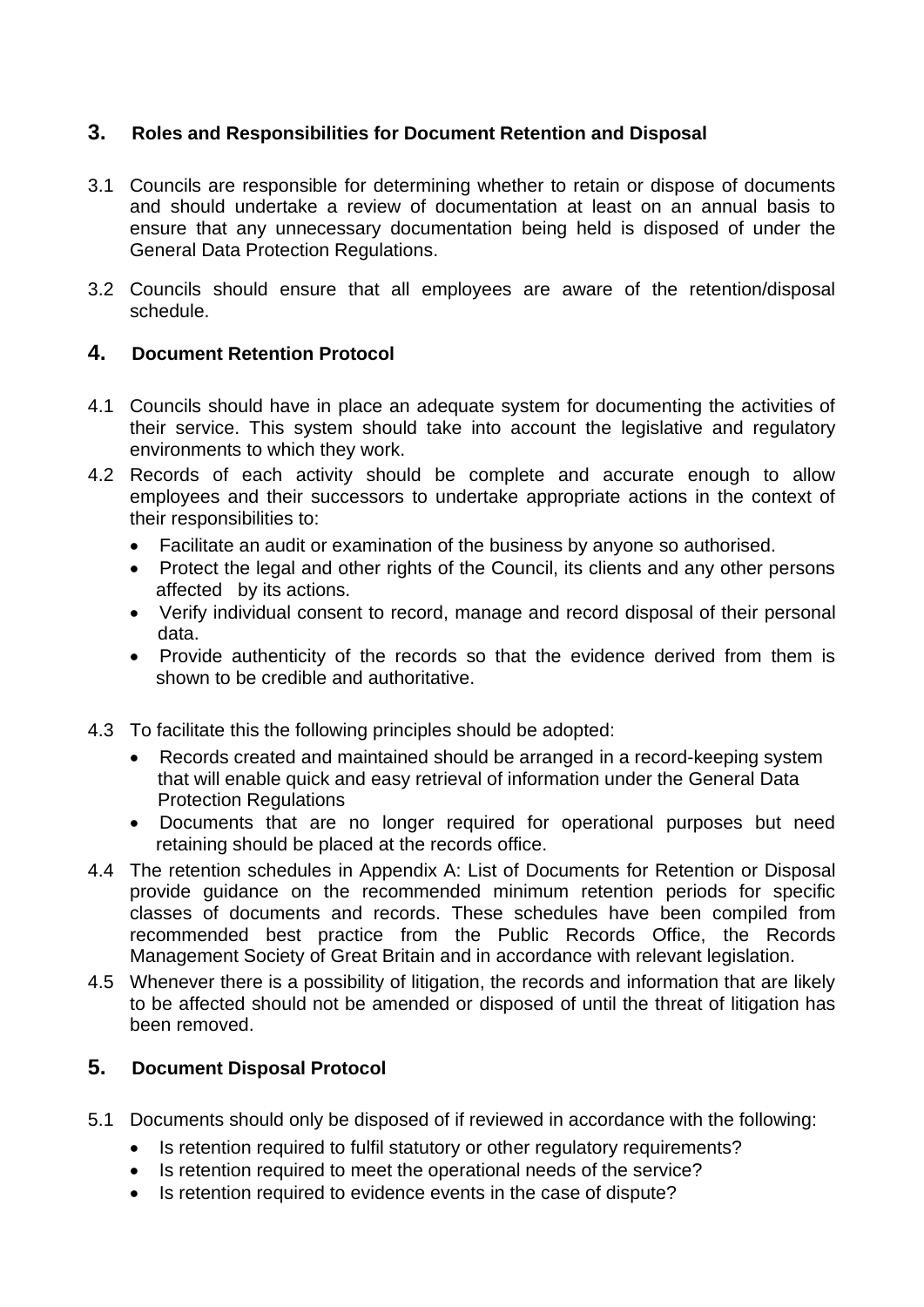## 3. Roles and Responsibilities for Document Retention and Disposal

3.1 Councils are responsible for determining whether to retain or dispose of documents and should undertake a review of documentation at least on an annual basis to ensure that any unnecessary documentation being held is disposed of under the General Data Protection Regulations.

3.2 Councils should ensure that all employees are aware of the retention/disposal schedule.

## 4. Document Retention Protocol

4.1 Councils should have in place an adequate system for documenting the activities of their service. This system should take into account the legislative and regulatory environments to which they work.

4.2 Records of each activity should be complete and accurate enough to allow employees and their successors to undertake appropriate actions in the context of their responsibilities to:

- Facilitate an audit or examination of the business by anyone so authorised.
- Protect the legal and other rights of the Council, its clients and any other persons affected by its actions.
- Verify individual consent to record, manage and record disposal of their personal data.
- Provide authenticity of the records so that the evidence derived from them is shown to be credible and authoritative.

4.3 To facilitate this the following principles should be adopted:

- Records created and maintained should be arranged in a record-keeping system that will enable quick and easy retrieval of information under the General Data Protection Regulations
- Documents that are no longer required for operational purposes but need retaining should be placed at the records office.

4.4 The retention schedules in Appendix A: List of Documents for Retention or Disposal provide guidance on the recommended minimum retention periods for specific classes of documents and records. These schedules have been compiled from recommended best practice from the Public Records Office, the Records Management Society of Great Britain and in accordance with relevant legislation.

4.5 Whenever there is a possibility of litigation, the records and information that are likely to be affected should not be amended or disposed of until the threat of litigation has been removed.

## 5. Document Disposal Protocol

5.1 Documents should only be disposed of if reviewed in accordance with the following:

- Is retention required to fulfil statutory or other regulatory requirements?
- Is retention required to meet the operational needs of the service?
- Is retention required to evidence events in the case of dispute?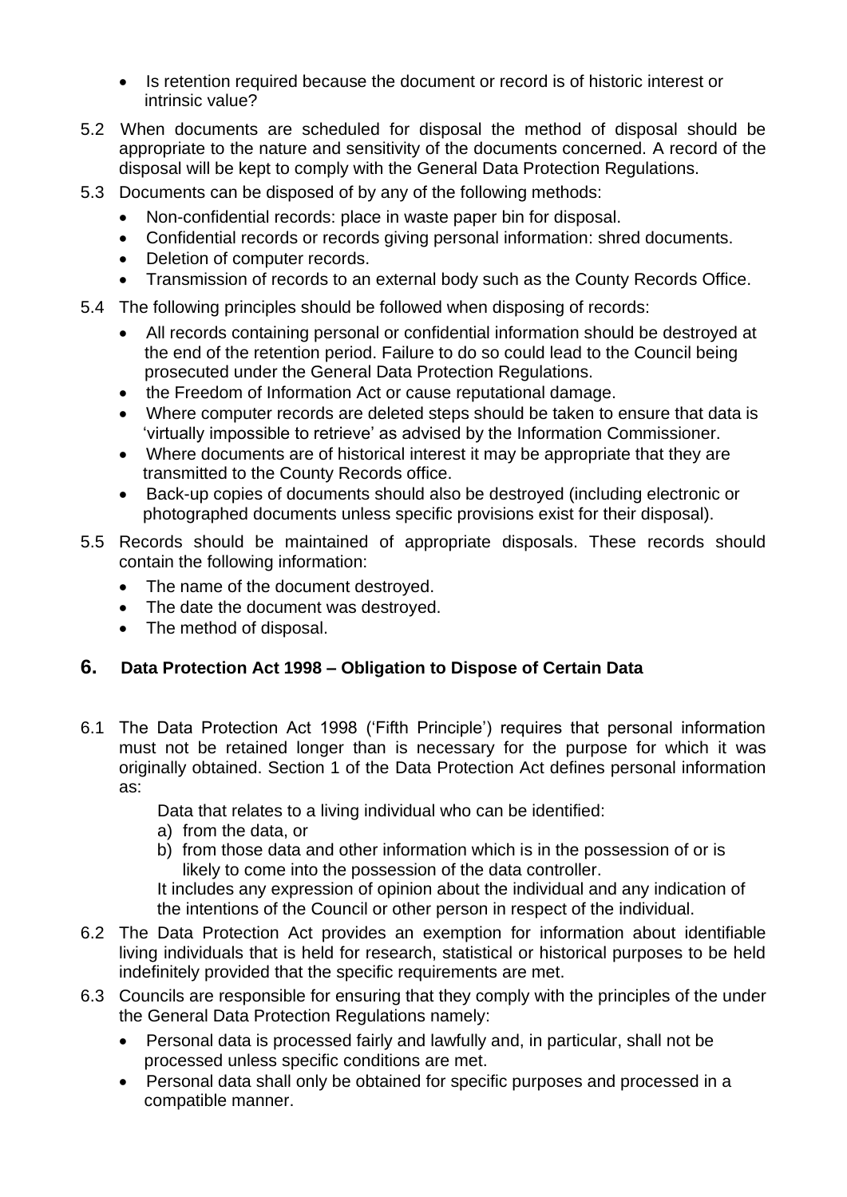- Is retention required because the document or record is of historic interest or intrinsic value?

5.2 When documents are scheduled for disposal the method of disposal should be appropriate to the nature and sensitivity of the documents concerned. A record of the disposal will be kept to comply with the General Data Protection Regulations.

5.3 Documents can be disposed of by any of the following methods:

- Non-confidential records: place in waste paper bin for disposal.
- Confidential records or records giving personal information: shred documents.
- Deletion of computer records.
- Transmission of records to an external body such as the County Records Office.

5.4 The following principles should be followed when disposing of records:

- All records containing personal or confidential information should be destroyed at the end of the retention period. Failure to do so could lead to the Council being prosecuted under the General Data Protection Regulations.
- the Freedom of Information Act or cause reputational damage.
- Where computer records are deleted steps should be taken to ensure that data is 'virtually impossible to retrieve' as advised by the Information Commissioner.
- Where documents are of historical interest it may be appropriate that they are transmitted to the County Records office.
- Back-up copies of documents should also be destroyed (including electronic or photographed documents unless specific provisions exist for their disposal).

5.5 Records should be maintained of appropriate disposals. These records should contain the following information:

- The name of the document destroyed.
- The date the document was destroyed.
- The method of disposal.

## 6. Data Protection Act 1998 – Obligation to Dispose of Certain Data

6.1 The Data Protection Act 1998 ('Fifth Principle') requires that personal information must not be retained longer than is necessary for the purpose for which it was originally obtained. Section 1 of the Data Protection Act defines personal information as:

Data that relates to a living individual who can be identified:

a) from the data, or
b) from those data and other information which is in the possession of or is likely to come into the possession of the data controller.

It includes any expression of opinion about the individual and any indication of the intentions of the Council or other person in respect of the individual.

6.2 The Data Protection Act provides an exemption for information about identifiable living individuals that is held for research, statistical or historical purposes to be held indefinitely provided that the specific requirements are met.

6.3 Councils are responsible for ensuring that they comply with the principles of the under the General Data Protection Regulations namely:

- Personal data is processed fairly and lawfully and, in particular, shall not be processed unless specific conditions are met.
- Personal data shall only be obtained for specific purposes and processed in a compatible manner.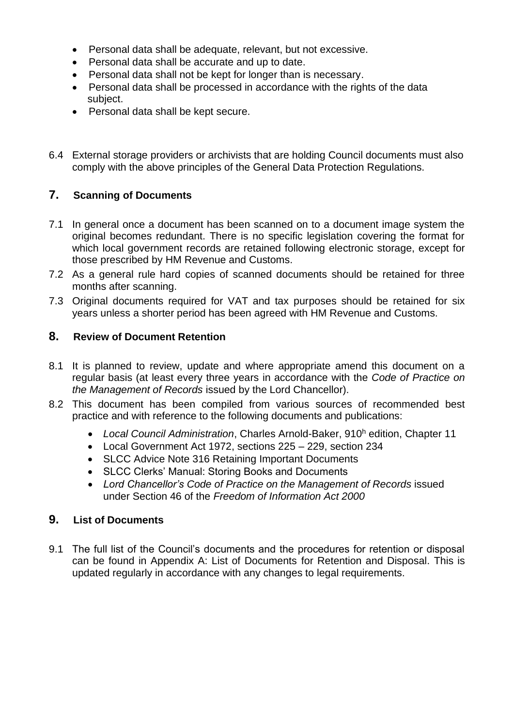- Personal data shall be adequate, relevant, but not excessive.
- Personal data shall be accurate and up to date.
- Personal data shall not be kept for longer than is necessary.
- Personal data shall be processed in accordance with the rights of the data subject.
- Personal data shall be kept secure.

6.4 External storage providers or archivists that are holding Council documents must also comply with the above principles of the General Data Protection Regulations.

## 7. Scanning of Documents

7.1 In general once a document has been scanned on to a document image system the original becomes redundant. There is no specific legislation covering the format for which local government records are retained following electronic storage, except for those prescribed by HM Revenue and Customs.

7.2 As a general rule hard copies of scanned documents should be retained for three months after scanning.

7.3 Original documents required for VAT and tax purposes should be retained for six years unless a shorter period has been agreed with HM Revenue and Customs.

## 8. Review of Document Retention

8.1 It is planned to review, update and where appropriate amend this document on a regular basis (at least every three years in accordance with the *Code of Practice on the Management of Records* issued by the Lord Chancellor).

8.2 This document has been compiled from various sources of recommended best practice and with reference to the following documents and publications:

- *Local Council Administration*, Charles Arnold-Baker, 910h edition, Chapter 11
- Local Government Act 1972, sections 225 – 229, section 234
- SLCC Advice Note 316 Retaining Important Documents
- SLCC Clerks' Manual: Storing Books and Documents
- *Lord Chancellor's Code of Practice on the Management of Records* issued under Section 46 of the *Freedom of Information Act 2000*

## 9. List of Documents

9.1 The full list of the Council's documents and the procedures for retention or disposal can be found in Appendix A: List of Documents for Retention and Disposal. This is updated regularly in accordance with any changes to legal requirements.